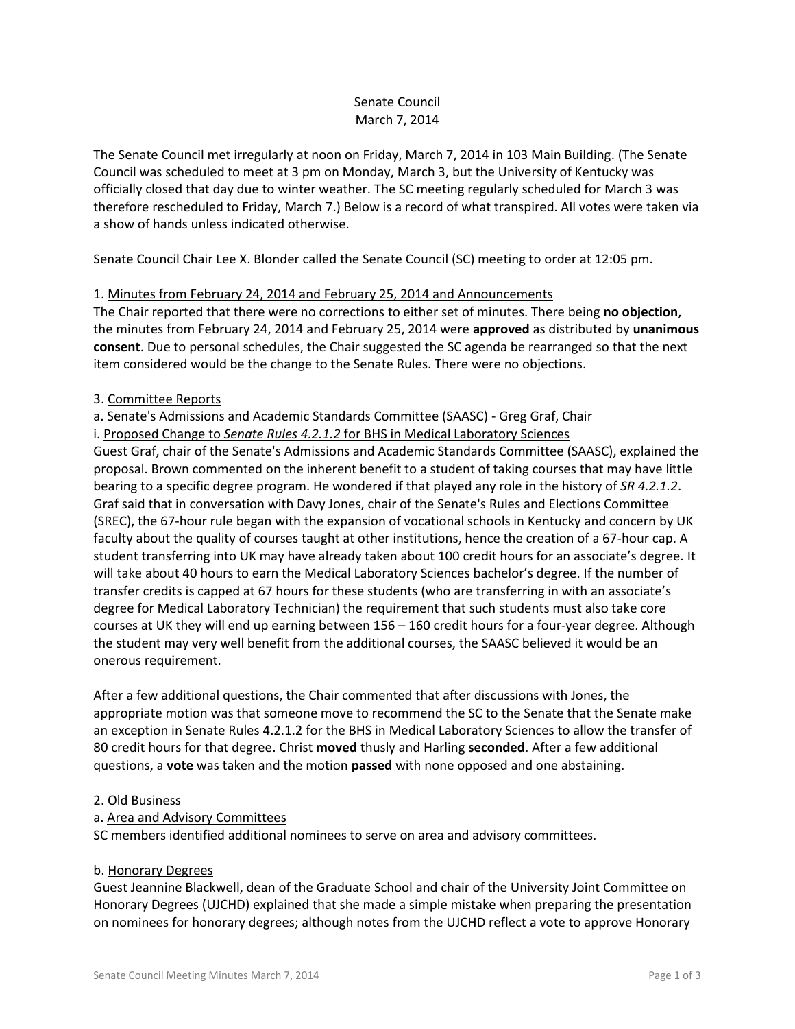Senate Council
March 7, 2014

The Senate Council met irregularly at noon on Friday, March 7, 2014 in 103 Main Building. (The Senate Council was scheduled to meet at 3 pm on Monday, March 3, but the University of Kentucky was officially closed that day due to winter weather. The SC meeting regularly scheduled for March 3 was therefore rescheduled to Friday, March 7.) Below is a record of what transpired. All votes were taken via a show of hands unless indicated otherwise.

Senate Council Chair Lee X. Blonder called the Senate Council (SC) meeting to order at 12:05 pm.

1. Minutes from February 24, 2014 and February 25, 2014 and Announcements

The Chair reported that there were no corrections to either set of minutes. There being **no objection**, the minutes from February 24, 2014 and February 25, 2014 were **approved** as distributed by **unanimous consent**. Due to personal schedules, the Chair suggested the SC agenda be rearranged so that the next item considered would be the change to the Senate Rules. There were no objections.

3. Committee Reports

a. Senate's Admissions and Academic Standards Committee (SAASC) - Greg Graf, Chair

i. Proposed Change to *Senate Rules 4.2.1.2* for BHS in Medical Laboratory Sciences

Guest Graf, chair of the Senate's Admissions and Academic Standards Committee (SAASC), explained the proposal. Brown commented on the inherent benefit to a student of taking courses that may have little bearing to a specific degree program. He wondered if that played any role in the history of *SR 4.2.1.2*. Graf said that in conversation with Davy Jones, chair of the Senate's Rules and Elections Committee (SREC), the 67-hour rule began with the expansion of vocational schools in Kentucky and concern by UK faculty about the quality of courses taught at other institutions, hence the creation of a 67-hour cap. A student transferring into UK may have already taken about 100 credit hours for an associate's degree. It will take about 40 hours to earn the Medical Laboratory Sciences bachelor's degree. If the number of transfer credits is capped at 67 hours for these students (who are transferring in with an associate's degree for Medical Laboratory Technician) the requirement that such students must also take core courses at UK they will end up earning between 156 – 160 credit hours for a four-year degree. Although the student may very well benefit from the additional courses, the SAASC believed it would be an onerous requirement.

After a few additional questions, the Chair commented that after discussions with Jones, the appropriate motion was that someone move to recommend the SC to the Senate that the Senate make an exception in Senate Rules 4.2.1.2 for the BHS in Medical Laboratory Sciences to allow the transfer of 80 credit hours for that degree. Christ **moved** thusly and Harling **seconded**. After a few additional questions, a **vote** was taken and the motion **passed** with none opposed and one abstaining.

2. Old Business

a. Area and Advisory Committees

SC members identified additional nominees to serve on area and advisory committees.

b. Honorary Degrees

Guest Jeannine Blackwell, dean of the Graduate School and chair of the University Joint Committee on Honorary Degrees (UJCHD) explained that she made a simple mistake when preparing the presentation on nominees for honorary degrees; although notes from the UJCHD reflect a vote to approve Honorary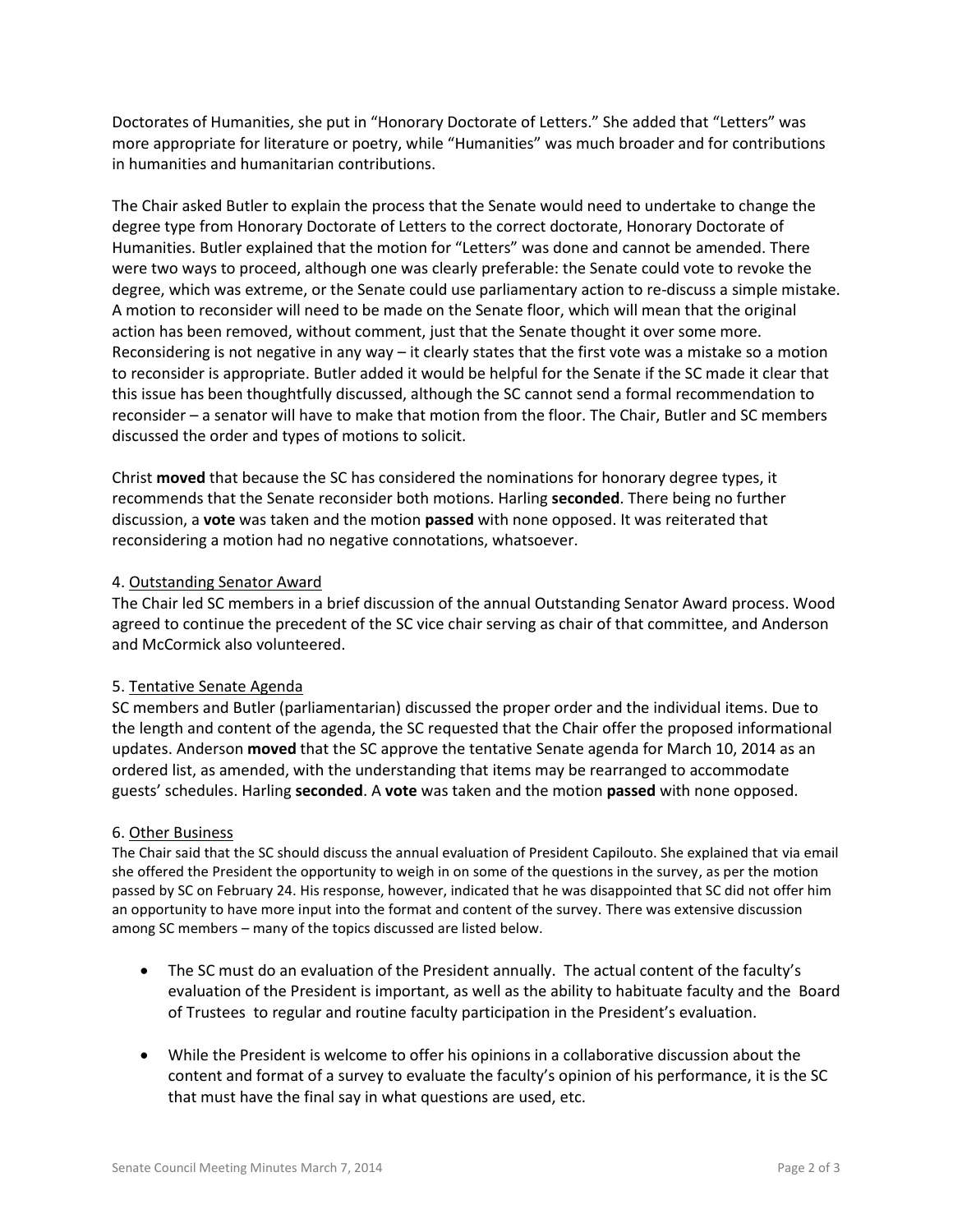Doctorates of Humanities, she put in "Honorary Doctorate of Letters." She added that "Letters" was more appropriate for literature or poetry, while "Humanities" was much broader and for contributions in humanities and humanitarian contributions.

The Chair asked Butler to explain the process that the Senate would need to undertake to change the degree type from Honorary Doctorate of Letters to the correct doctorate, Honorary Doctorate of Humanities. Butler explained that the motion for "Letters" was done and cannot be amended. There were two ways to proceed, although one was clearly preferable: the Senate could vote to revoke the degree, which was extreme, or the Senate could use parliamentary action to re-discuss a simple mistake. A motion to reconsider will need to be made on the Senate floor, which will mean that the original action has been removed, without comment, just that the Senate thought it over some more. Reconsidering is not negative in any way – it clearly states that the first vote was a mistake so a motion to reconsider is appropriate. Butler added it would be helpful for the Senate if the SC made it clear that this issue has been thoughtfully discussed, although the SC cannot send a formal recommendation to reconsider – a senator will have to make that motion from the floor. The Chair, Butler and SC members discussed the order and types of motions to solicit.

Christ **moved** that because the SC has considered the nominations for honorary degree types, it recommends that the Senate reconsider both motions. Harling **seconded**. There being no further discussion, a **vote** was taken and the motion **passed** with none opposed. It was reiterated that reconsidering a motion had no negative connotations, whatsoever.

4. Outstanding Senator Award
The Chair led SC members in a brief discussion of the annual Outstanding Senator Award process. Wood agreed to continue the precedent of the SC vice chair serving as chair of that committee, and Anderson and McCormick also volunteered.

5. Tentative Senate Agenda
SC members and Butler (parliamentarian) discussed the proper order and the individual items. Due to the length and content of the agenda, the SC requested that the Chair offer the proposed informational updates. Anderson **moved** that the SC approve the tentative Senate agenda for March 10, 2014 as an ordered list, as amended, with the understanding that items may be rearranged to accommodate guests' schedules. Harling **seconded**. A **vote** was taken and the motion **passed** with none opposed.

6. Other Business
The Chair said that the SC should discuss the annual evaluation of President Capilouto. She explained that via email she offered the President the opportunity to weigh in on some of the questions in the survey, as per the motion passed by SC on February 24. His response, however, indicated that he was disappointed that SC did not offer him an opportunity to have more input into the format and content of the survey. There was extensive discussion among SC members – many of the topics discussed are listed below.

- The SC must do an evaluation of the President annually. The actual content of the faculty's evaluation of the President is important, as well as the ability to habituate faculty and the Board of Trustees to regular and routine faculty participation in the President's evaluation.
- While the President is welcome to offer his opinions in a collaborative discussion about the content and format of a survey to evaluate the faculty's opinion of his performance, it is the SC that must have the final say in what questions are used, etc.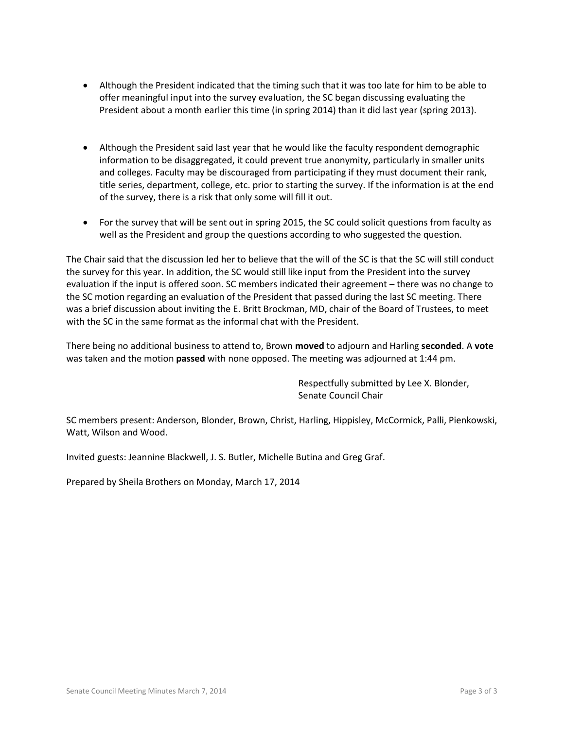- Although the President indicated that the timing such that it was too late for him to be able to offer meaningful input into the survey evaluation, the SC began discussing evaluating the President about a month earlier this time (in spring 2014) than it did last year (spring 2013).

- Although the President said last year that he would like the faculty respondent demographic information to be disaggregated, it could prevent true anonymity, particularly in smaller units and colleges. Faculty may be discouraged from participating if they must document their rank, title series, department, college, etc. prior to starting the survey. If the information is at the end of the survey, there is a risk that only some will fill it out.

- For the survey that will be sent out in spring 2015, the SC could solicit questions from faculty as well as the President and group the questions according to who suggested the question.

The Chair said that the discussion led her to believe that the will of the SC is that the SC will still conduct the survey for this year. In addition, the SC would still like input from the President into the survey evaluation if the input is offered soon. SC members indicated their agreement – there was no change to the SC motion regarding an evaluation of the President that passed during the last SC meeting. There was a brief discussion about inviting the E. Britt Brockman, MD, chair of the Board of Trustees, to meet with the SC in the same format as the informal chat with the President.

There being no additional business to attend to, Brown **moved** to adjourn and Harling **seconded**. A **vote** was taken and the motion **passed** with none opposed. The meeting was adjourned at 1:44 pm.

Respectfully submitted by Lee X. Blonder,
Senate Council Chair

SC members present: Anderson, Blonder, Brown, Christ, Harling, Hippisley, McCormick, Palli, Pienkowski, Watt, Wilson and Wood.

Invited guests: Jeannine Blackwell, J. S. Butler, Michelle Butina and Greg Graf.

Prepared by Sheila Brothers on Monday, March 17, 2014